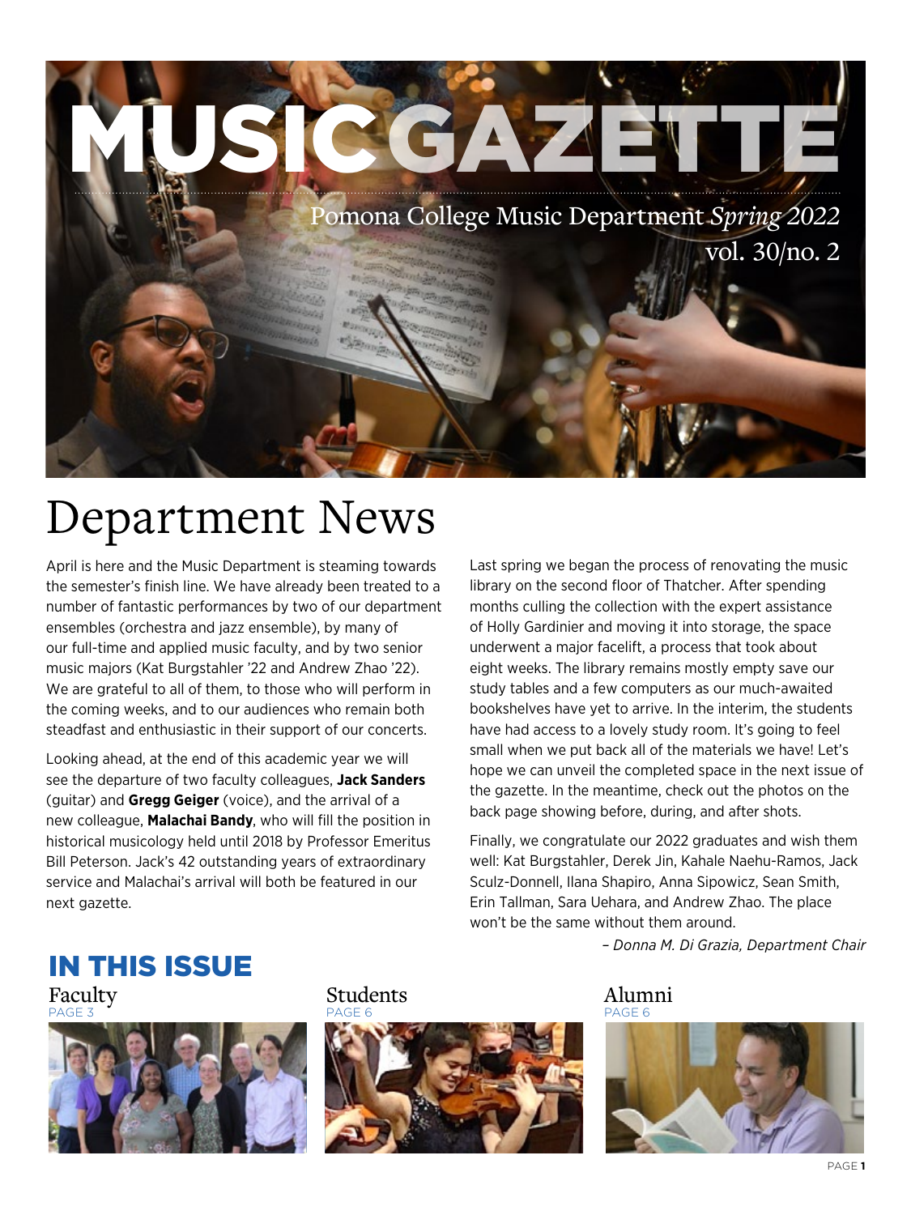# MUSIC GAZETTE

Pomona College Music Department *Spring 2022*
vol. 30/no. 2

# Department News

April is here and the Music Department is steaming towards the semester's finish line. We have already been treated to a number of fantastic performances by two of our department ensembles (orchestra and jazz ensemble), by many of our full-time and applied music faculty, and by two senior music majors (Kat Burgstahler '22 and Andrew Zhao '22). We are grateful to all of them, to those who will perform in the coming weeks, and to our audiences who remain both steadfast and enthusiastic in their support of our concerts.

Looking ahead, at the end of this academic year we will see the departure of two faculty colleagues, **Jack Sanders** (guitar) and **Gregg Geiger** (voice), and the arrival of a new colleague, **Malachai Bandy**, who will fill the position in historical musicology held until 2018 by Professor Emeritus Bill Peterson. Jack's 42 outstanding years of extraordinary service and Malachai's arrival will both be featured in our next gazette.

Last spring we began the process of renovating the music library on the second floor of Thatcher. After spending months culling the collection with the expert assistance of Holly Gardinier and moving it into storage, the space underwent a major facelift, a process that took about eight weeks. The library remains mostly empty save our study tables and a few computers as our much-awaited bookshelves have yet to arrive. In the interim, the students have had access to a lovely study room. It's going to feel small when we put back all of the materials we have! Let's hope we can unveil the completed space in the next issue of the gazette. In the meantime, check out the photos on the back page showing before, during, and after shots.

Finally, we congratulate our 2022 graduates and wish them well: Kat Burgstahler, Derek Jin, Kahale Naehu-Ramos, Jack Sculz-Donnell, Ilana Shapiro, Anna Sipowicz, Sean Smith, Erin Tallman, Sara Uehara, and Andrew Zhao. The place won't be the same without them around.

*– Donna M. Di Grazia, Department Chair*

## IN THIS ISSUE

Faculty
PAGE 3

Students
PAGE 6

Alumni
PAGE 6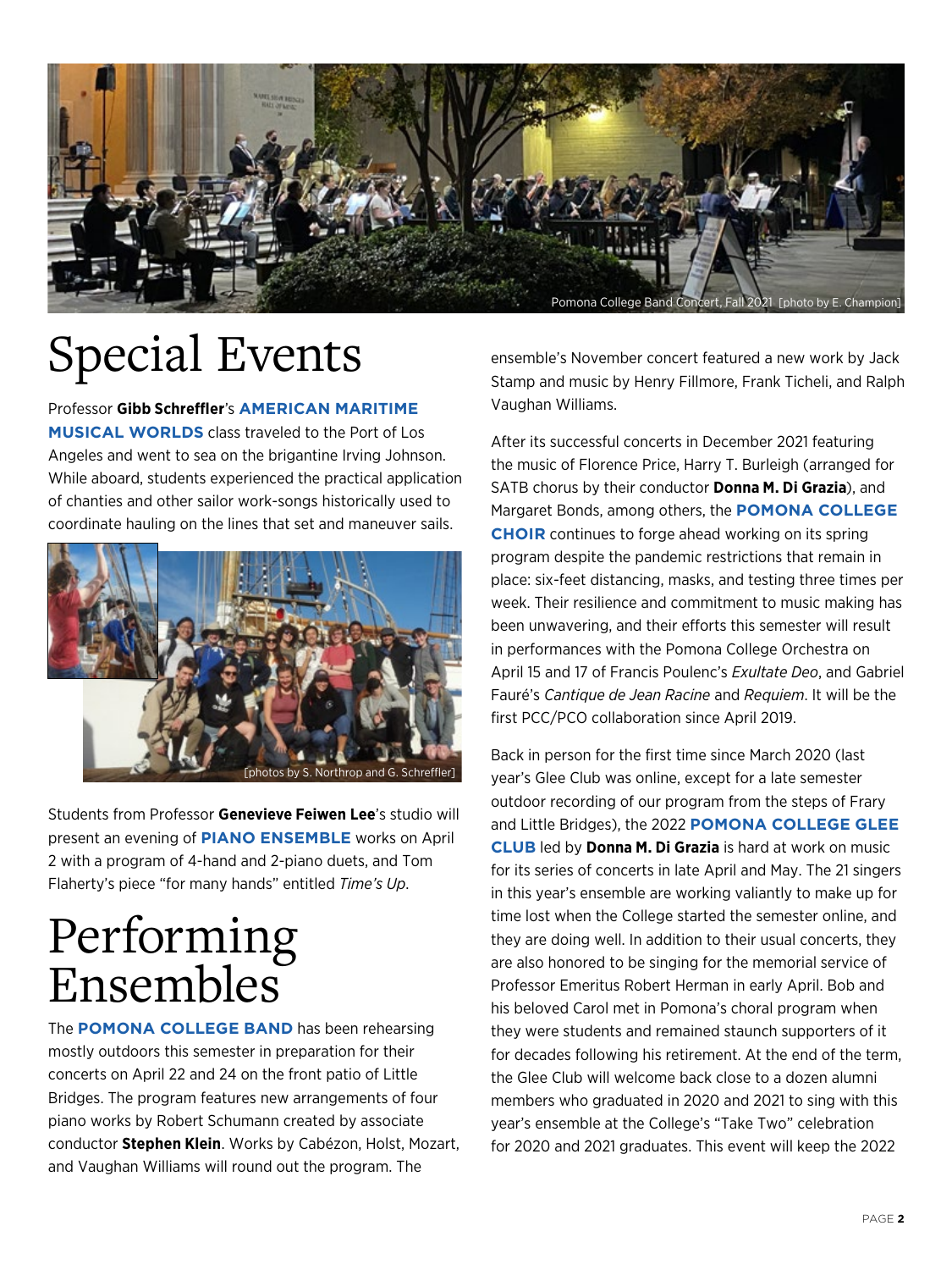Pomona College Band Concert, Fall 2021 [photo by E. Champion]

# Special Events

Professor **Gibb Schreffler**'s **AMERICAN MARITIME MUSICAL WORLDS** class traveled to the Port of Los Angeles and went to sea on the brigantine Irving Johnson. While aboard, students experienced the practical application of chanties and other sailor work-songs historically used to coordinate hauling on the lines that set and maneuver sails.

[photos by S. Northrop and G. Schreffler]

Students from Professor **Genevieve Feiwen Lee**'s studio will present an evening of **PIANO ENSEMBLE** works on April 2 with a program of 4-hand and 2-piano duets, and Tom Flaherty's piece "for many hands" entitled *Time's Up*.

# Performing Ensembles

The **POMONA COLLEGE BAND** has been rehearsing mostly outdoors this semester in preparation for their concerts on April 22 and 24 on the front patio of Little Bridges. The program features new arrangements of four piano works by Robert Schumann created by associate conductor **Stephen Klein**. Works by Cabézon, Holst, Mozart, and Vaughan Williams will round out the program. The ensemble's November concert featured a new work by Jack Stamp and music by Henry Fillmore, Frank Ticheli, and Ralph Vaughan Williams.

After its successful concerts in December 2021 featuring the music of Florence Price, Harry T. Burleigh (arranged for SATB chorus by their conductor **Donna M. Di Grazia**), and Margaret Bonds, among others, the **POMONA COLLEGE CHOIR** continues to forge ahead working on its spring program despite the pandemic restrictions that remain in place: six-feet distancing, masks, and testing three times per week. Their resilience and commitment to music making has been unwavering, and their efforts this semester will result in performances with the Pomona College Orchestra on April 15 and 17 of Francis Poulenc's *Exultate Deo*, and Gabriel Fauré's *Cantique de Jean Racine* and *Requiem*. It will be the first PCC/PCO collaboration since April 2019.

Back in person for the first time since March 2020 (last year's Glee Club was online, except for a late semester outdoor recording of our program from the steps of Frary and Little Bridges), the 2022 **POMONA COLLEGE GLEE CLUB** led by **Donna M. Di Grazia** is hard at work on music for its series of concerts in late April and May. The 21 singers in this year's ensemble are working valiantly to make up for time lost when the College started the semester online, and they are doing well. In addition to their usual concerts, they are also honored to be singing for the memorial service of Professor Emeritus Robert Herman in early April. Bob and his beloved Carol met in Pomona's choral program when they were students and remained staunch supporters of it for decades following his retirement. At the end of the term, the Glee Club will welcome back close to a dozen alumni members who graduated in 2020 and 2021 to sing with this year's ensemble at the College's "Take Two" celebration for 2020 and 2021 graduates. This event will keep the 2022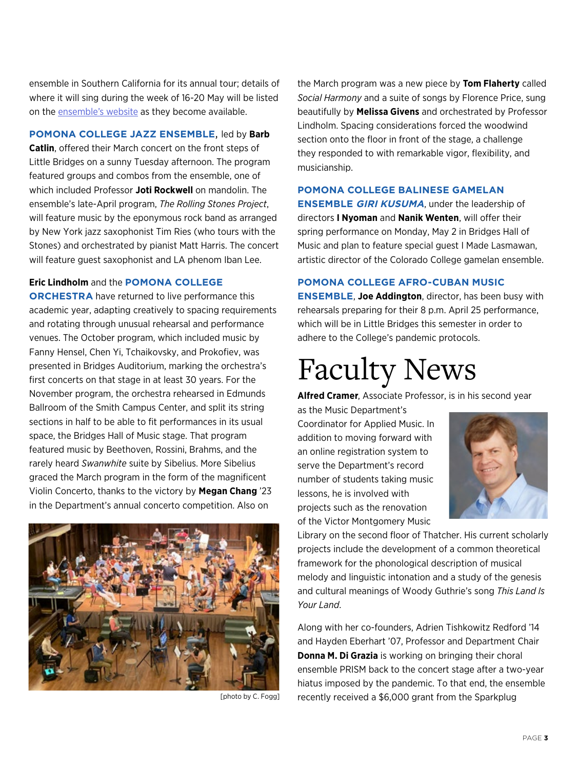ensemble in Southern California for its annual tour; details of where it will sing during the week of 16-20 May will be listed on the ensemble's website as they become available.

**POMONA COLLEGE JAZZ ENSEMBLE,** led by **Barb Catlin**, offered their March concert on the front steps of Little Bridges on a sunny Tuesday afternoon. The program featured groups and combos from the ensemble, one of which included Professor **Joti Rockwell** on mandolin. The ensemble's late-April program, *The Rolling Stones Project*, will feature music by the eponymous rock band as arranged by New York jazz saxophonist Tim Ries (who tours with the Stones) and orchestrated by pianist Matt Harris. The concert will feature guest saxophonist and LA phenom Iban Lee.

**Eric Lindholm** and the **POMONA COLLEGE ORCHESTRA** have returned to live performance this academic year, adapting creatively to spacing requirements and rotating through unusual rehearsal and performance venues. The October program, which included music by Fanny Hensel, Chen Yi, Tchaikovsky, and Prokofiev, was presented in Bridges Auditorium, marking the orchestra's first concerts on that stage in at least 30 years. For the November program, the orchestra rehearsed in Edmunds Ballroom of the Smith Campus Center, and split its string sections in half to be able to fit performances in its usual space, the Bridges Hall of Music stage. That program featured music by Beethoven, Rossini, Brahms, and the rarely heard *Swanwhite* suite by Sibelius. More Sibelius graced the March program in the form of the magnificent Violin Concerto, thanks to the victory by **Megan Chang** '23 in the Department's annual concerto competition. Also on the March program was a new piece by **Tom Flaherty** called *Social Harmony* and a suite of songs by Florence Price, sung beautifully by **Melissa Givens** and orchestrated by Professor Lindholm. Spacing considerations forced the woodwind section onto the floor in front of the stage, a challenge they responded to with remarkable vigor, flexibility, and musicianship.

[photo by C. Fogg]

**POMONA COLLEGE BALINESE GAMELAN ENSEMBLE *GIRI KUSUMA***, under the leadership of directors **I Nyoman** and **Nanik Wenten**, will offer their spring performance on Monday, May 2 in Bridges Hall of Music and plan to feature special guest I Made Lasmawan, artistic director of the Colorado College gamelan ensemble.

**POMONA COLLEGE AFRO-CUBAN MUSIC ENSEMBLE**, **Joe Addington**, director, has been busy with rehearsals preparing for their 8 p.m. April 25 performance, which will be in Little Bridges this semester in order to adhere to the College's pandemic protocols.

# Faculty News

**Alfred Cramer**, Associate Professor, is in his second year as the Music Department's Coordinator for Applied Music. In addition to moving forward with an online registration system to serve the Department's record number of students taking music lessons, he is involved with projects such as the renovation of the Victor Montgomery Music Library on the second floor of Thatcher. His current scholarly projects include the development of a common theoretical framework for the phonological description of musical melody and linguistic intonation and a study of the genesis and cultural meanings of Woody Guthrie's song *This Land Is Your Land*.

Along with her co-founders, Adrien Tishkowitz Redford '14 and Hayden Eberhart '07, Professor and Department Chair **Donna M. Di Grazia** is working on bringing their choral ensemble PRISM back to the concert stage after a two-year hiatus imposed by the pandemic. To that end, the ensemble recently received a $6,000 grant from the Sparkplug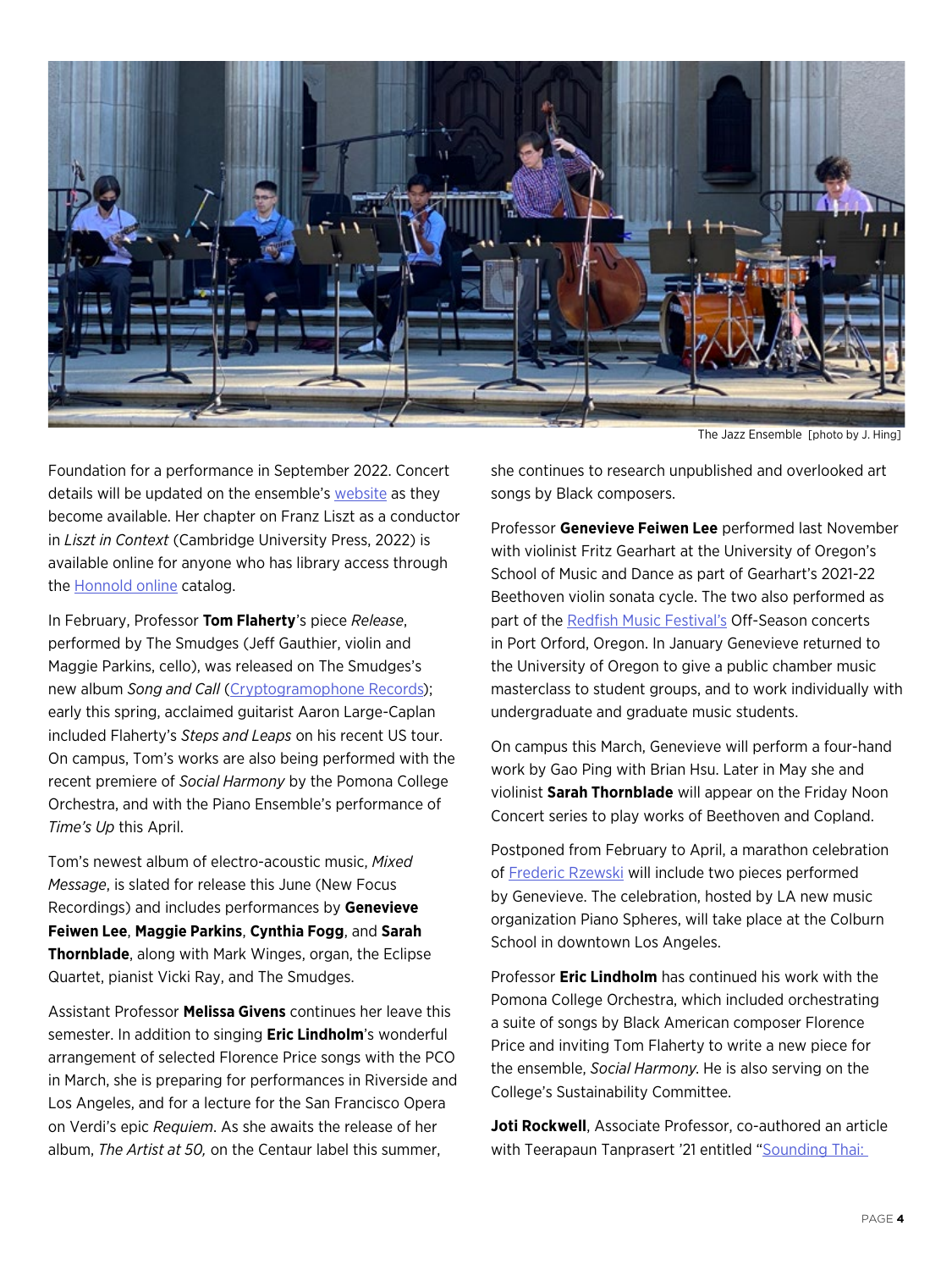The Jazz Ensemble [photo by J. Hing]

Foundation for a performance in September 2022. Concert details will be updated on the ensemble's [website](#) as they become available. Her chapter on Franz Liszt as a conductor in *Liszt in Context* (Cambridge University Press, 2022) is available online for anyone who has library access through the [Honnold online](#) catalog.

In February, Professor **Tom Flaherty**'s piece *Release*, performed by The Smudges (Jeff Gauthier, violin and Maggie Parkins, cello), was released on The Smudges's new album *Song and Call* ([Cryptogramophone Records](#)); early this spring, acclaimed guitarist Aaron Large-Caplan included Flaherty's *Steps and Leaps* on his recent US tour. On campus, Tom's works are also being performed with the recent premiere of *Social Harmony* by the Pomona College Orchestra, and with the Piano Ensemble's performance of *Time's Up* this April.

Tom's newest album of electro-acoustic music, *Mixed Message*, is slated for release this June (New Focus Recordings) and includes performances by **Genevieve Feiwen Lee**, **Maggie Parkins**, **Cynthia Fogg**, and **Sarah Thornblade**, along with Mark Winges, organ, the Eclipse Quartet, pianist Vicki Ray, and The Smudges.

Assistant Professor **Melissa Givens** continues her leave this semester. In addition to singing **Eric Lindholm**'s wonderful arrangement of selected Florence Price songs with the PCO in March, she is preparing for performances in Riverside and Los Angeles, and for a lecture for the San Francisco Opera on Verdi's epic *Requiem*. As she awaits the release of her album, *The Artist at 50,* on the Centaur label this summer, she continues to research unpublished and overlooked art songs by Black composers.

Professor **Genevieve Feiwen Lee** performed last November with violinist Fritz Gearhart at the University of Oregon's School of Music and Dance as part of Gearhart's 2021-22 Beethoven violin sonata cycle. The two also performed as part of the [Redfish Music Festival's](#) Off-Season concerts in Port Orford, Oregon. In January Genevieve returned to the University of Oregon to give a public chamber music masterclass to student groups, and to work individually with undergraduate and graduate music students.

On campus this March, Genevieve will perform a four-hand work by Gao Ping with Brian Hsu. Later in May she and violinist **Sarah Thornblade** will appear on the Friday Noon Concert series to play works of Beethoven and Copland.

Postponed from February to April, a marathon celebration of [Frederic Rzewski](#) will include two pieces performed by Genevieve. The celebration, hosted by LA new music organization Piano Spheres, will take place at the Colburn School in downtown Los Angeles.

Professor **Eric Lindholm** has continued his work with the Pomona College Orchestra, which included orchestrating a suite of songs by Black American composer Florence Price and inviting Tom Flaherty to write a new piece for the ensemble, *Social Harmony*. He is also serving on the College's Sustainability Committee.

**Joti Rockwell**, Associate Professor, co-authored an article with Teerapaun Tanprasert '21 entitled "[Sounding Thai:](#)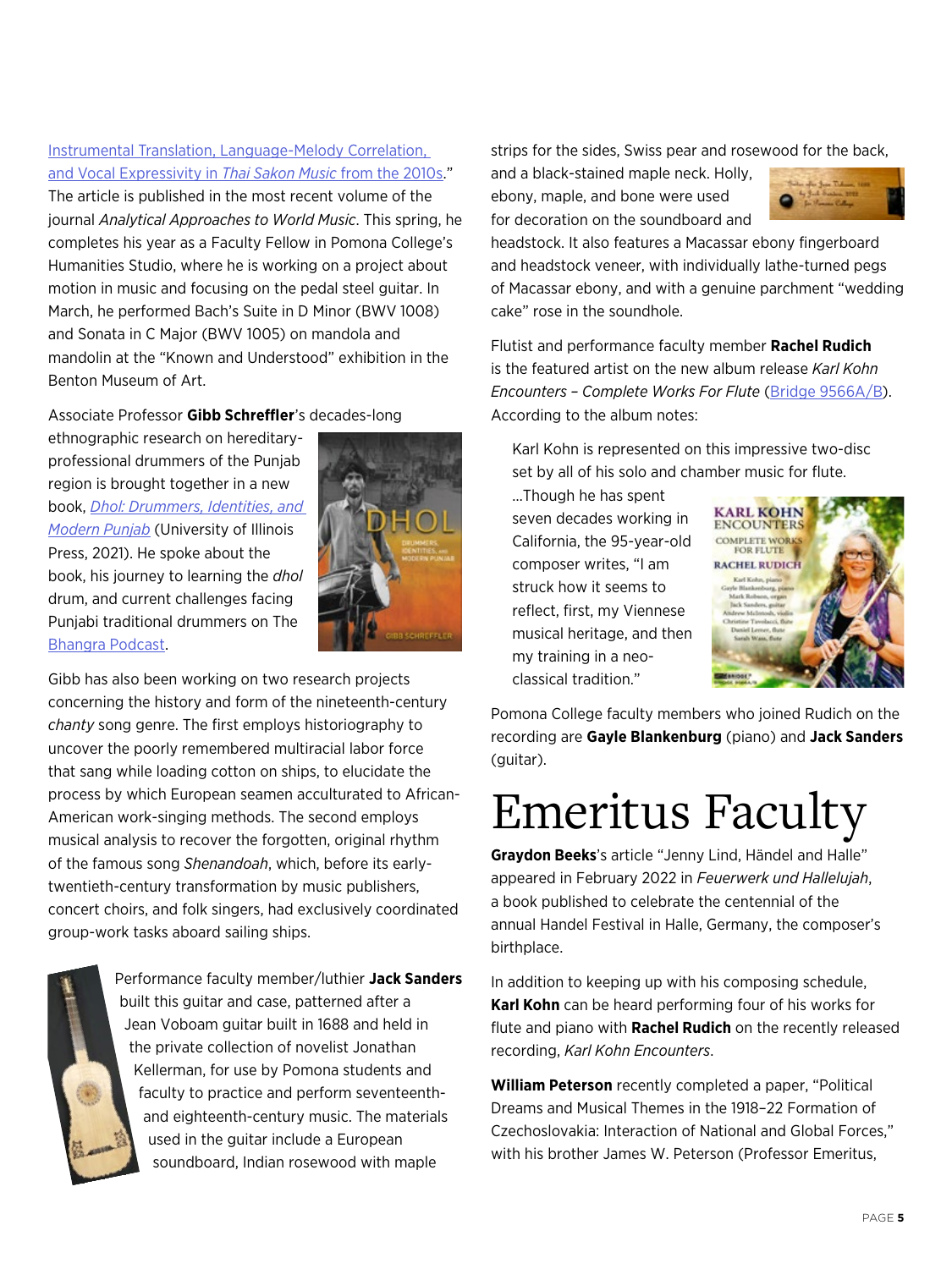Instrumental Translation, Language-Melody Correlation, and Vocal Expressivity in *Thai Sakon Music* from the 2010s." The article is published in the most recent volume of the journal *Analytical Approaches to World Music*. This spring, he completes his year as a Faculty Fellow in Pomona College's Humanities Studio, where he is working on a project about motion in music and focusing on the pedal steel guitar. In March, he performed Bach's Suite in D Minor (BWV 1008) and Sonata in C Major (BWV 1005) on mandola and mandolin at the "Known and Understood" exhibition in the Benton Museum of Art.

Associate Professor **Gibb Schreffler**'s decades-long ethnographic research on hereditary-professional drummers of the Punjab region is brought together in a new book, *Dhol: Drummers, Identities, and Modern Punjab* (University of Illinois Press, 2021). He spoke about the book, his journey to learning the *dhol* drum, and current challenges facing Punjabi traditional drummers on The Bhangra Podcast.

Gibb has also been working on two research projects concerning the history and form of the nineteenth-century *chanty* song genre. The first employs historiography to uncover the poorly remembered multiracial labor force that sang while loading cotton on ships, to elucidate the process by which European seamen acculturated to African-American work-singing methods. The second employs musical analysis to recover the forgotten, original rhythm of the famous song *Shenandoah*, which, before its early-twentieth-century transformation by music publishers, concert choirs, and folk singers, had exclusively coordinated group-work tasks aboard sailing ships.

Performance faculty member/luthier **Jack Sanders** built this guitar and case, patterned after a Jean Voboam guitar built in 1688 and held in the private collection of novelist Jonathan Kellerman, for use by Pomona students and faculty to practice and perform seventeenth- and eighteenth-century music. The materials used in the guitar include a European soundboard, Indian rosewood with maple strips for the sides, Swiss pear and rosewood for the back, and a black-stained maple neck. Holly, ebony, maple, and bone were used for decoration on the soundboard and headstock. It also features a Macassar ebony fingerboard and headstock veneer, with individually lathe-turned pegs of Macassar ebony, and with a genuine parchment "wedding cake" rose in the soundhole.

Flutist and performance faculty member **Rachel Rudich** is the featured artist on the new album release *Karl Kohn Encounters – Complete Works For Flute* (Bridge 9566A/B). According to the album notes:

> Karl Kohn is represented on this impressive two-disc set by all of his solo and chamber music for flute. ...Though he has spent seven decades working in California, the 95-year-old composer writes, "I am struck how it seems to reflect, first, my Viennese musical heritage, and then my training in a neo-classical tradition."

Pomona College faculty members who joined Rudich on the recording are **Gayle Blankenburg** (piano) and **Jack Sanders** (guitar).

# Emeritus Faculty

**Graydon Beeks**'s article "Jenny Lind, Händel and Halle" appeared in February 2022 in *Feuerwerk und Hallelujah*, a book published to celebrate the centennial of the annual Handel Festival in Halle, Germany, the composer's birthplace.

In addition to keeping up with his composing schedule, **Karl Kohn** can be heard performing four of his works for flute and piano with **Rachel Rudich** on the recently released recording, *Karl Kohn Encounters*.

**William Peterson** recently completed a paper, "Political Dreams and Musical Themes in the 1918–22 Formation of Czechoslovakia: Interaction of National and Global Forces," with his brother James W. Peterson (Professor Emeritus,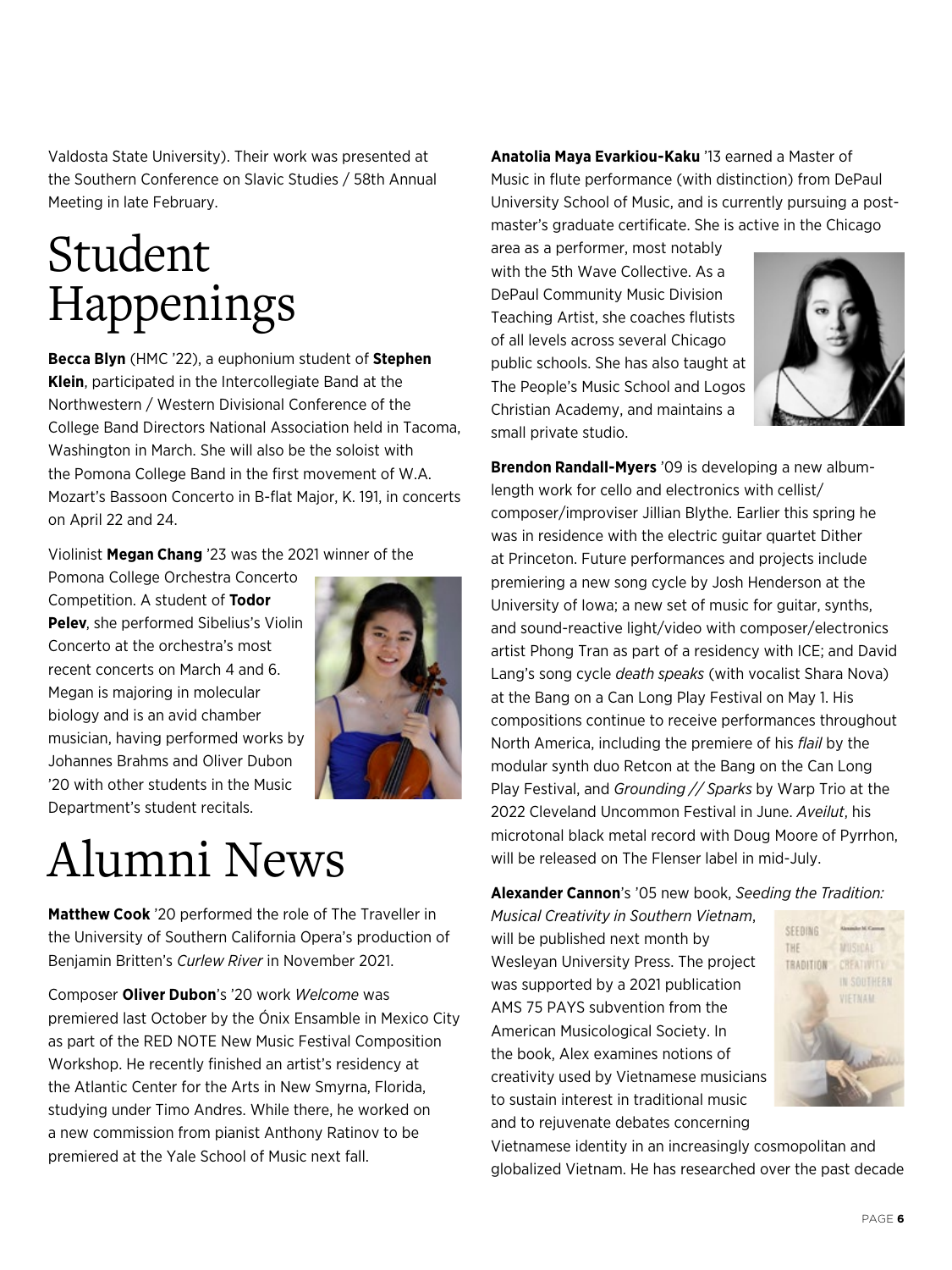Valdosta State University). Their work was presented at the Southern Conference on Slavic Studies / 58th Annual Meeting in late February.

# Student Happenings

**Becca Blyn** (HMC '22), a euphonium student of **Stephen Klein**, participated in the Intercollegiate Band at the Northwestern / Western Divisional Conference of the College Band Directors National Association held in Tacoma, Washington in March. She will also be the soloist with the Pomona College Band in the first movement of W.A. Mozart's Bassoon Concerto in B-flat Major, K. 191, in concerts on April 22 and 24.

Violinist **Megan Chang** '23 was the 2021 winner of the Pomona College Orchestra Concerto Competition. A student of **Todor Pelev**, she performed Sibelius's Violin Concerto at the orchestra's most recent concerts on March 4 and 6. Megan is majoring in molecular biology and is an avid chamber musician, having performed works by Johannes Brahms and Oliver Dubon '20 with other students in the Music Department's student recitals.

# Alumni News

**Matthew Cook** '20 performed the role of The Traveller in the University of Southern California Opera's production of Benjamin Britten's *Curlew River* in November 2021.

Composer **Oliver Dubon**'s '20 work *Welcome* was premiered last October by the Ónix Ensamble in Mexico City as part of the RED NOTE New Music Festival Composition Workshop. He recently finished an artist's residency at the Atlantic Center for the Arts in New Smyrna, Florida, studying under Timo Andres. While there, he worked on a new commission from pianist Anthony Ratinov to be premiered at the Yale School of Music next fall.

**Anatolia Maya Evarkiou-Kaku** '13 earned a Master of Music in flute performance (with distinction) from DePaul University School of Music, and is currently pursuing a post-master's graduate certificate. She is active in the Chicago area as a performer, most notably with the 5th Wave Collective. As a DePaul Community Music Division Teaching Artist, she coaches flutists of all levels across several Chicago public schools. She has also taught at The People's Music School and Logos Christian Academy, and maintains a small private studio.

**Brendon Randall-Myers** '09 is developing a new album-length work for cello and electronics with cellist/composer/improviser Jillian Blythe. Earlier this spring he was in residence with the electric guitar quartet Dither at Princeton. Future performances and projects include premiering a new song cycle by Josh Henderson at the University of Iowa; a new set of music for guitar, synths, and sound-reactive light/video with composer/electronics artist Phong Tran as part of a residency with ICE; and David Lang's song cycle *death speaks* (with vocalist Shara Nova) at the Bang on a Can Long Play Festival on May 1. His compositions continue to receive performances throughout North America, including the premiere of his *flail* by the modular synth duo Retcon at the Bang on the Can Long Play Festival, and *Grounding // Sparks* by Warp Trio at the 2022 Cleveland Uncommon Festival in June. *Aveilut*, his microtonal black metal record with Doug Moore of Pyrrhon, will be released on The Flenser label in mid-July.

**Alexander Cannon**'s '05 new book, *Seeding the Tradition: Musical Creativity in Southern Vietnam*, will be published next month by Wesleyan University Press. The project was supported by a 2021 publication AMS 75 PAYS subvention from the American Musicological Society. In the book, Alex examines notions of creativity used by Vietnamese musicians to sustain interest in traditional music and to rejuvenate debates concerning Vietnamese identity in an increasingly cosmopolitan and globalized Vietnam. He has researched over the past decade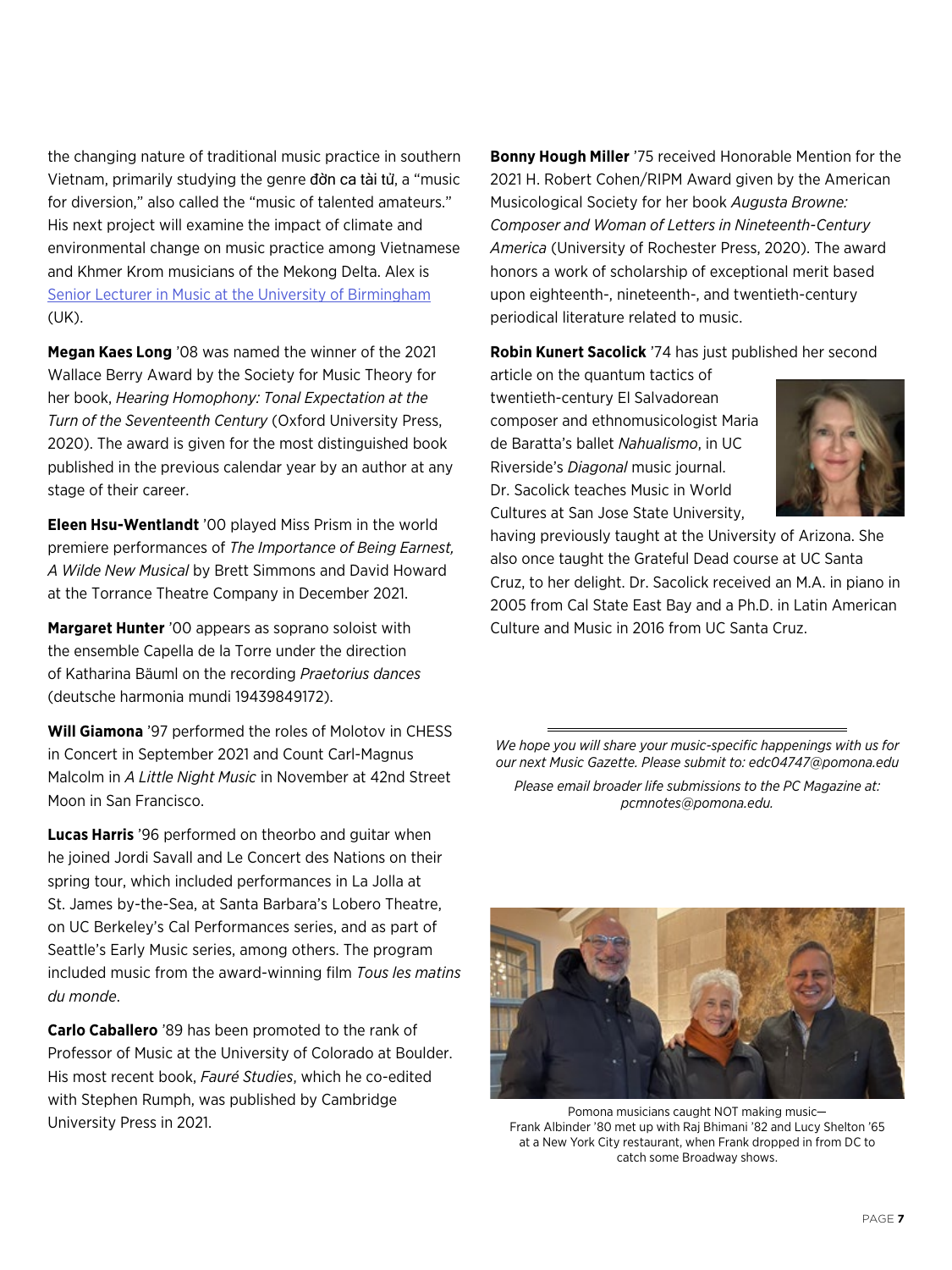the changing nature of traditional music practice in southern Vietnam, primarily studying the genre đờn ca tài tử, a "music for diversion," also called the "music of talented amateurs." His next project will examine the impact of climate and environmental change on music practice among Vietnamese and Khmer Krom musicians of the Mekong Delta. Alex is [Senior Lecturer in Music at the University of Birmingham](#) (UK).

**Megan Kaes Long** '08 was named the winner of the 2021 Wallace Berry Award by the Society for Music Theory for her book, *Hearing Homophony: Tonal Expectation at the Turn of the Seventeenth Century* (Oxford University Press, 2020). The award is given for the most distinguished book published in the previous calendar year by an author at any stage of their career.

**Eleen Hsu-Wentlandt** '00 played Miss Prism in the world premiere performances of *The Importance of Being Earnest, A Wilde New Musical* by Brett Simmons and David Howard at the Torrance Theatre Company in December 2021.

**Margaret Hunter** '00 appears as soprano soloist with the ensemble Capella de la Torre under the direction of Katharina Bäuml on the recording *Praetorius dances* (deutsche harmonia mundi 19439849172).

**Will Giamona** '97 performed the roles of Molotov in CHESS in Concert in September 2021 and Count Carl-Magnus Malcolm in *A Little Night Music* in November at 42nd Street Moon in San Francisco.

**Lucas Harris** '96 performed on theorbo and guitar when he joined Jordi Savall and Le Concert des Nations on their spring tour, which included performances in La Jolla at St. James by-the-Sea, at Santa Barbara's Lobero Theatre, on UC Berkeley's Cal Performances series, and as part of Seattle's Early Music series, among others. The program included music from the award-winning film *Tous les matins du monde*.

**Carlo Caballero** '89 has been promoted to the rank of Professor of Music at the University of Colorado at Boulder. His most recent book, *Fauré Studies*, which he co-edited with Stephen Rumph, was published by Cambridge University Press in 2021.

**Bonny Hough Miller** '75 received Honorable Mention for the 2021 H. Robert Cohen/RIPM Award given by the American Musicological Society for her book *Augusta Browne: Composer and Woman of Letters in Nineteenth-Century America* (University of Rochester Press, 2020). The award honors a work of scholarship of exceptional merit based upon eighteenth-, nineteenth-, and twentieth-century periodical literature related to music.

**Robin Kunert Sacolick** '74 has just published her second article on the quantum tactics of twentieth-century El Salvadorean composer and ethnomusicologist Maria de Baratta's ballet *Nahualismo*, in UC Riverside's *Diagonal* music journal. Dr. Sacolick teaches Music in World Cultures at San Jose State University, having previously taught at the University of Arizona. She also once taught the Grateful Dead course at UC Santa Cruz, to her delight. Dr. Sacolick received an M.A. in piano in 2005 from Cal State East Bay and a Ph.D. in Latin American Culture and Music in 2016 from UC Santa Cruz.

---

*We hope you will share your music-specific happenings with us for our next Music Gazette. Please submit to: edc04747@pomona.edu*

*Please email broader life submissions to the PC Magazine at: pcmnotes@pomona.edu.*

Pomona musicians caught NOT making music—Frank Albinder '80 met up with Raj Bhimani '82 and Lucy Shelton '65 at a New York City restaurant, when Frank dropped in from DC to catch some Broadway shows.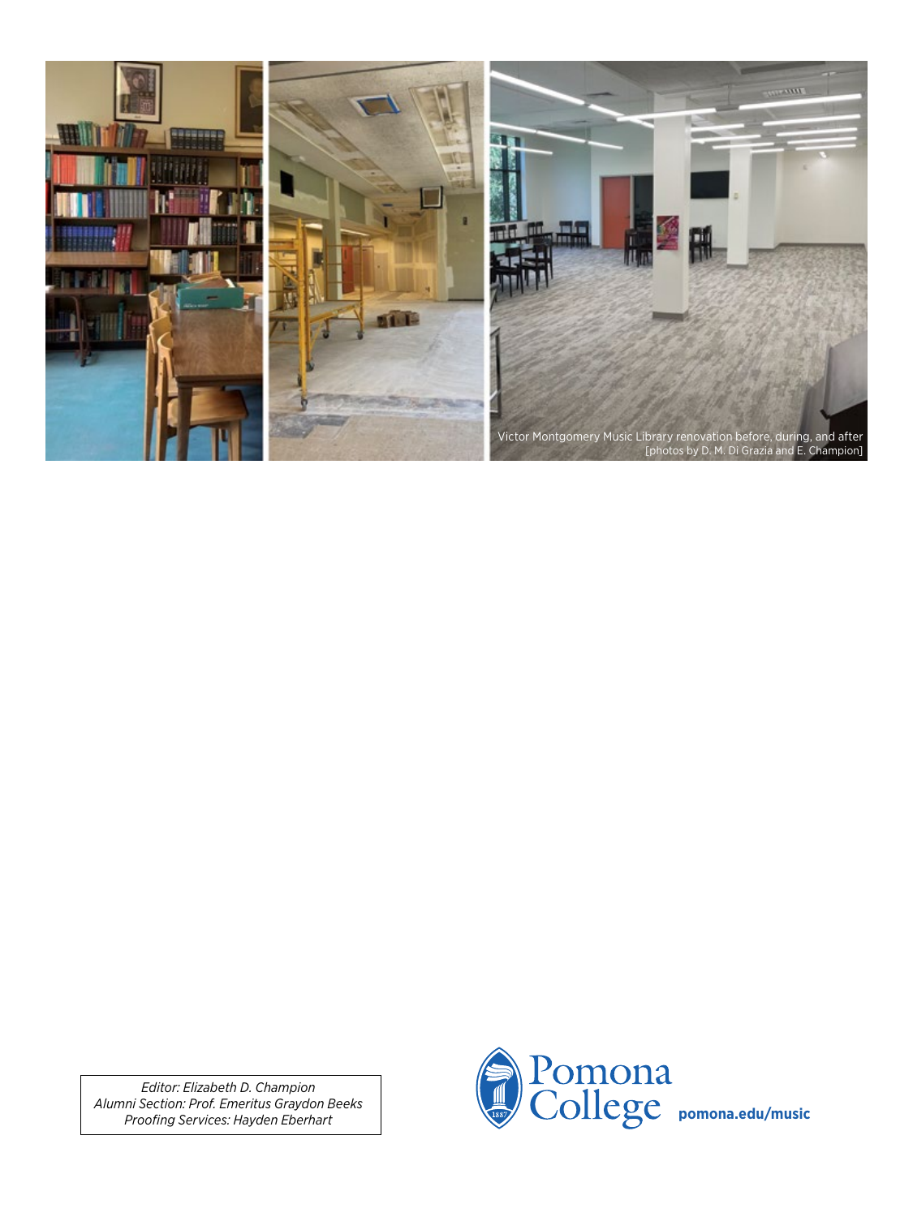Victor Montgomery Music Library renovation before, during, and after [photos by D. M. Di Grazia and E. Champion]

*Editor: Elizabeth D. Champion*
*Alumni Section: Prof. Emeritus Graydon Beeks*
*Proofing Services: Hayden Eberhart*

Pomona College

pomona.edu/music